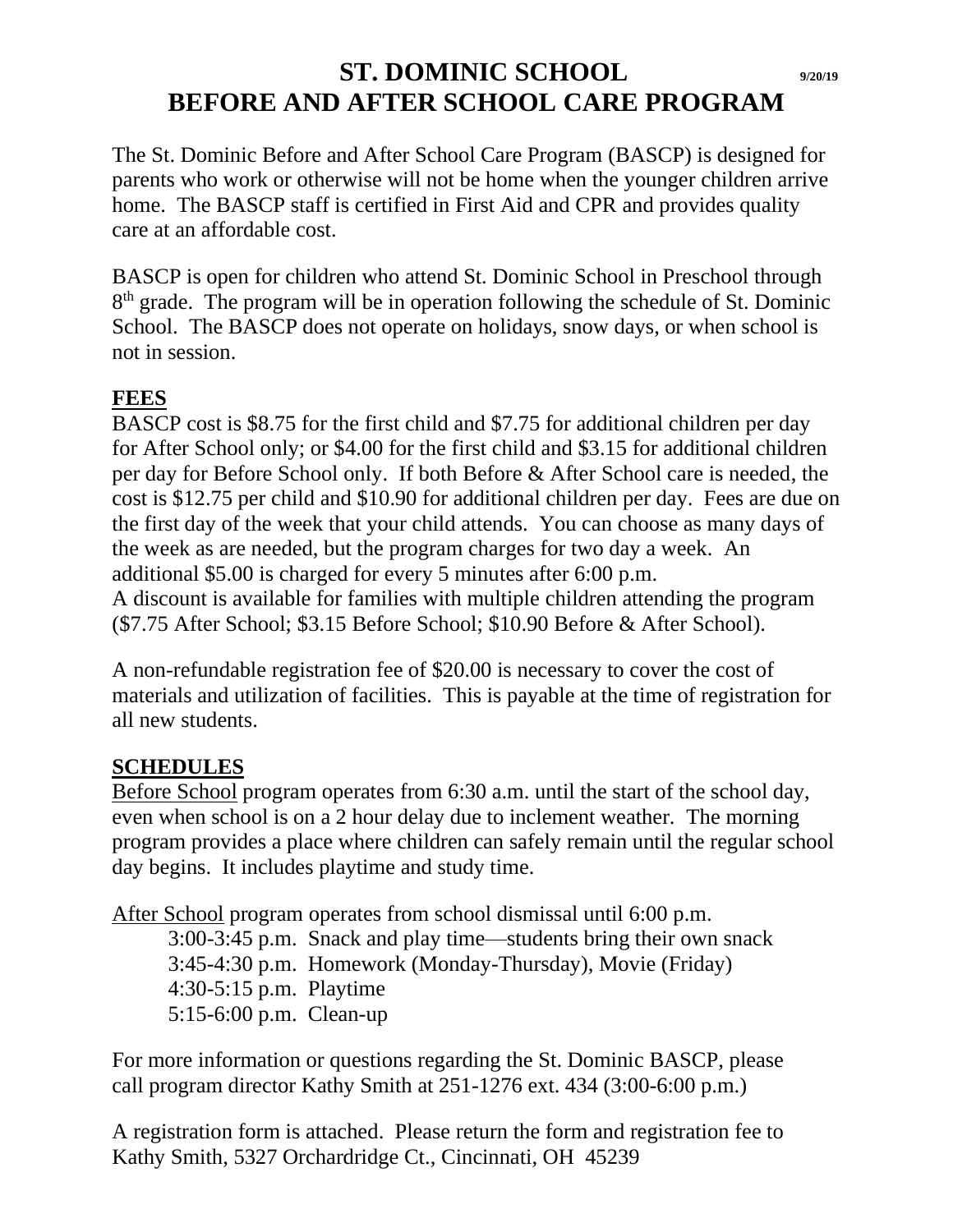# ST. DOMINIC SCHOOL

9/20/19

# BEFORE AND AFTER SCHOOL CARE PROGRAM

The St. Dominic Before and After School Care Program (BASCP) is designed for parents who work or otherwise will not be home when the younger children arrive home. The BASCP staff is certified in First Aid and CPR and provides quality care at an affordable cost.

BASCP is open for children who attend St. Dominic School in Preschool through 8th grade. The program will be in operation following the schedule of St. Dominic School. The BASCP does not operate on holidays, snow days, or when school is not in session.

## FEES

BASCP cost is $8.75 for the first child and $7.75 for additional children per day for After School only; or $4.00 for the first child and $3.15 for additional children per day for Before School only. If both Before & After School care is needed, the cost is $12.75 per child and $10.90 for additional children per day. Fees are due on the first day of the week that your child attends. You can choose as many days of the week as are needed, but the program charges for two day a week. An additional $5.00 is charged for every 5 minutes after 6:00 p.m.
A discount is available for families with multiple children attending the program ($7.75 After School; $3.15 Before School; $10.90 Before & After School).

A non-refundable registration fee of $20.00 is necessary to cover the cost of materials and utilization of facilities. This is payable at the time of registration for all new students.

## SCHEDULES

Before School program operates from 6:30 a.m. until the start of the school day, even when school is on a 2 hour delay due to inclement weather. The morning program provides a place where children can safely remain until the regular school day begins. It includes playtime and study time.

After School program operates from school dismissal until 6:00 p.m.

- 3:00-3:45 p.m. Snack and play time—students bring their own snack
- 3:45-4:30 p.m. Homework (Monday-Thursday), Movie (Friday)
- 4:30-5:15 p.m. Playtime
- 5:15-6:00 p.m. Clean-up

For more information or questions regarding the St. Dominic BASCP, please call program director Kathy Smith at 251-1276 ext. 434 (3:00-6:00 p.m.)

A registration form is attached. Please return the form and registration fee to Kathy Smith, 5327 Orchardridge Ct., Cincinnati, OH 45239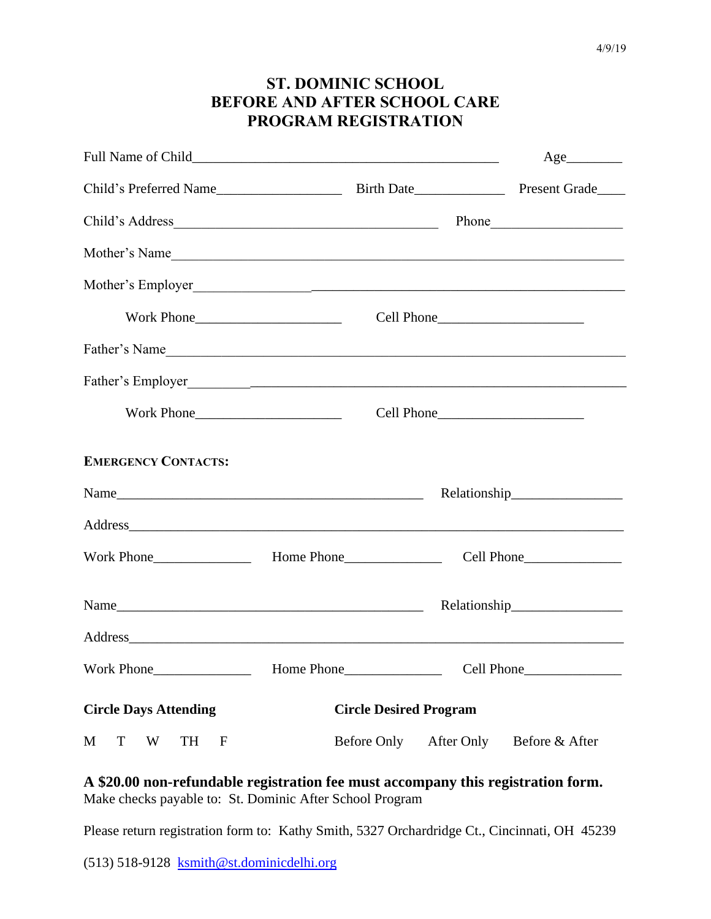4/9/19

# ST. DOMINIC SCHOOL
# BEFORE AND AFTER SCHOOL CARE
# PROGRAM REGISTRATION

Full Name of Child_____________________________________________ Age________

Child's Preferred Name__________________ Birth Date_____________ Present Grade____

Child's Address_______________________________________ Phone___________________

Mother's Name___________________________________________________________________

Mother's Employer_______________________________________________________________

Work Phone_____________________ Cell Phone_____________________

Father's Name___________________________________________________________________

Father's Employer_______________________________________________________________

Work Phone_____________________ Cell Phone_____________________

**EMERGENCY CONTACTS:**

Name_____________________________________________ Relationship________________

Address_________________________________________________________________________

Work Phone______________ Home Phone______________ Cell Phone______________

Name_____________________________________________ Relationship________________

Address_________________________________________________________________________

Work Phone______________ Home Phone______________ Cell Phone______________

**Circle Days Attending**

M T W TH F

**Circle Desired Program**

Before Only After Only Before & After

**A $20.00 non-refundable registration fee must accompany this registration form.**
Make checks payable to: St. Dominic After School Program

Please return registration form to: Kathy Smith, 5327 Orchardridge Ct., Cincinnati, OH 45239

(513) 518-9128 ksmith@st.dominicdelhi.org